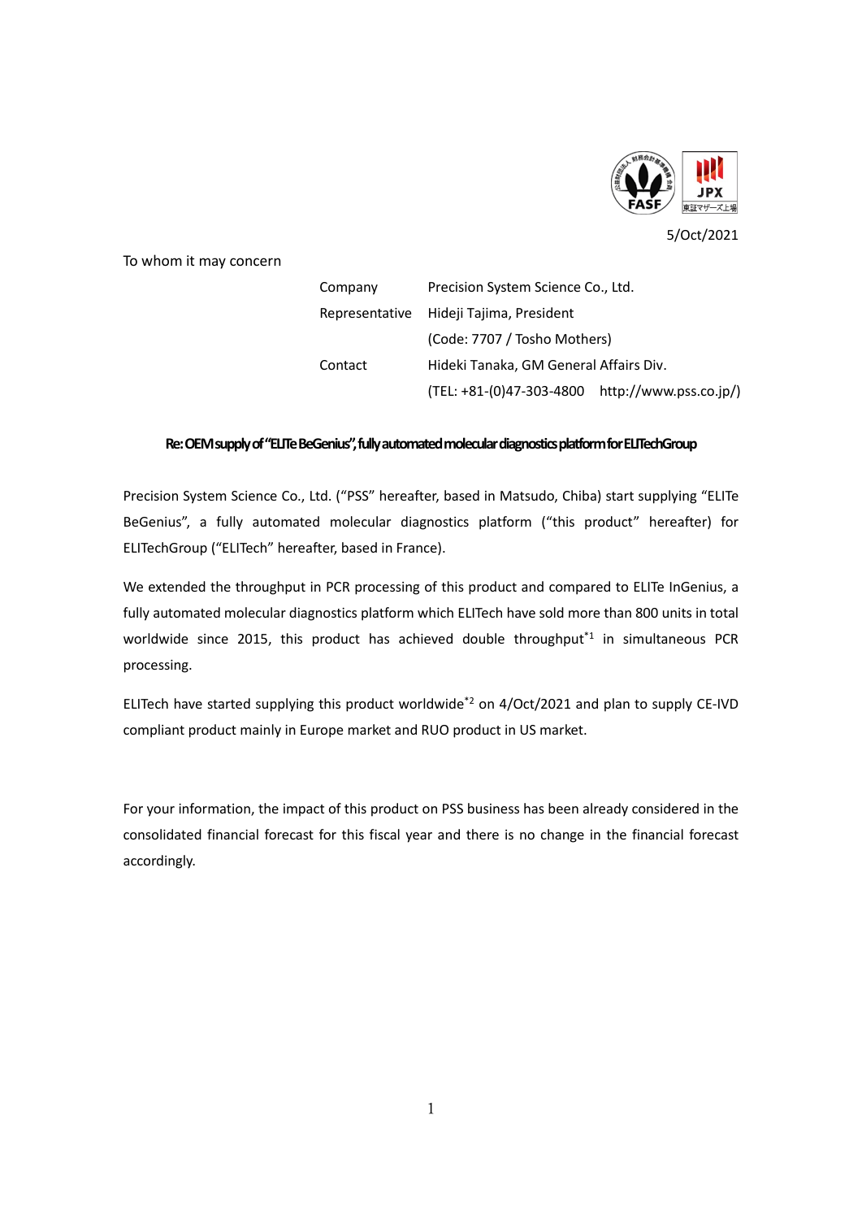5/Oct/2021

To whom it may concern

| | |
|---|---|
| Company | Precision System Science Co., Ltd. |
| Representative | Hideji Tajima, President |
| | (Code: 7707 / Tosho Mothers) |
| Contact | Hideki Tanaka, GM General Affairs Div. |
| | (TEL: +81-(0)47-303-4800 http://www.pss.co.jp/) |

**Re: OEM supply of "ELITe BeGenius", fully automated molecular diagnostics platform for ELITechGroup**

Precision System Science Co., Ltd. ("PSS" hereafter, based in Matsudo, Chiba) start supplying "ELITe BeGenius", a fully automated molecular diagnostics platform ("this product" hereafter) for ELITechGroup ("ELITech" hereafter, based in France).

We extended the throughput in PCR processing of this product and compared to ELITe InGenius, a fully automated molecular diagnostics platform which ELITech have sold more than 800 units in total worldwide since 2015, this product has achieved double throughput[*1] in simultaneous PCR processing.

ELITech have started supplying this product worldwide[*2] on 4/Oct/2021 and plan to supply CE-IVD compliant product mainly in Europe market and RUO product in US market.

For your information, the impact of this product on PSS business has been already considered in the consolidated financial forecast for this fiscal year and there is no change in the financial forecast accordingly.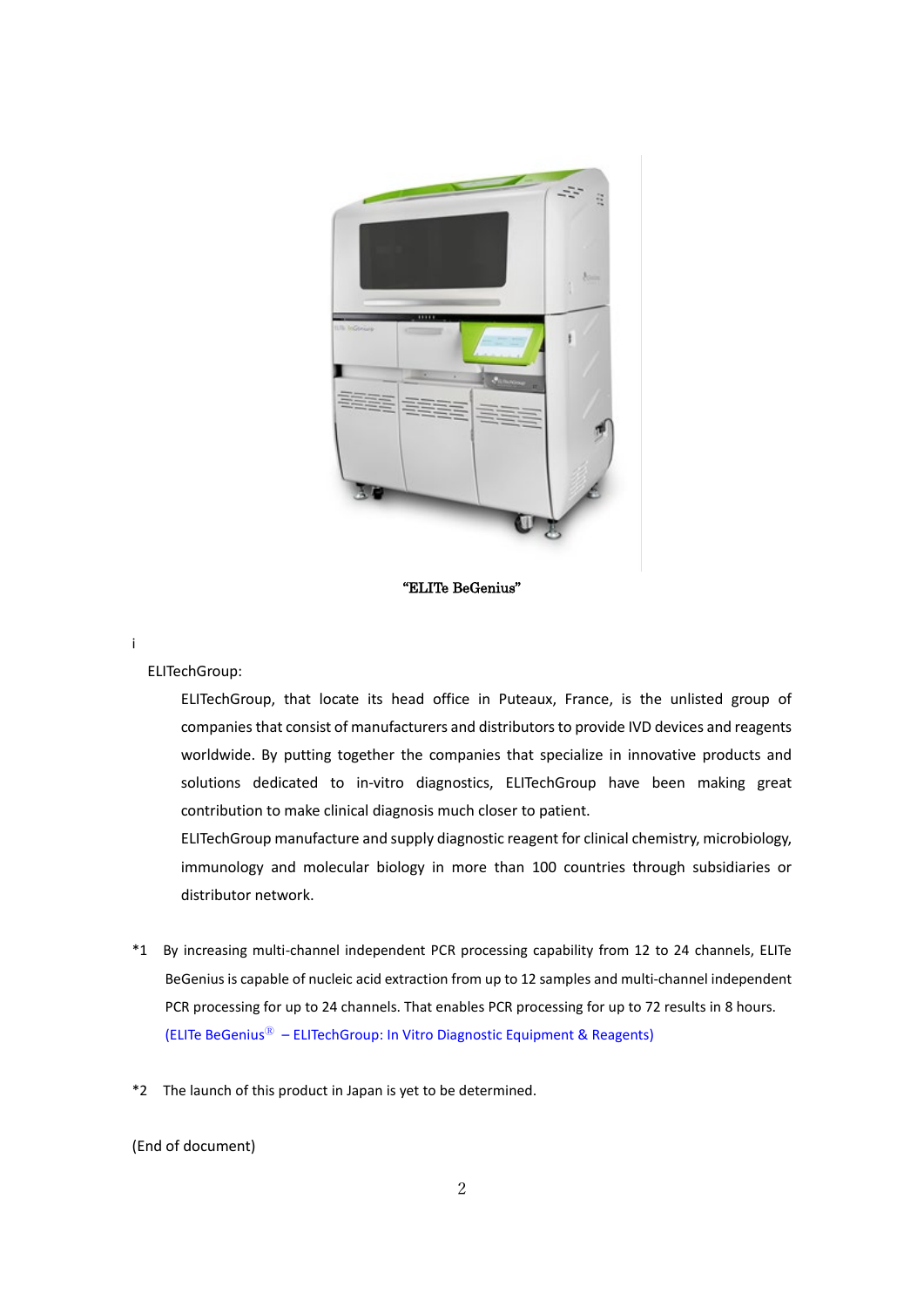"ELITe BeGenius"

i

ELITechGroup:

ELITechGroup, that locate its head office in Puteaux, France, is the unlisted group of companies that consist of manufacturers and distributors to provide IVD devices and reagents worldwide. By putting together the companies that specialize in innovative products and solutions dedicated to in-vitro diagnostics, ELITechGroup have been making great contribution to make clinical diagnosis much closer to patient.

ELITechGroup manufacture and supply diagnostic reagent for clinical chemistry, microbiology, immunology and molecular biology in more than 100 countries through subsidiaries or distributor network.

*1 By increasing multi-channel independent PCR processing capability from 12 to 24 channels, ELITe BeGenius is capable of nucleic acid extraction from up to 12 samples and multi-channel independent PCR processing for up to 24 channels. That enables PCR processing for up to 72 results in 8 hours. (ELITe BeGenius® – ELITechGroup: In Vitro Diagnostic Equipment & Reagents)

*2 The launch of this product in Japan is yet to be determined.

(End of document)